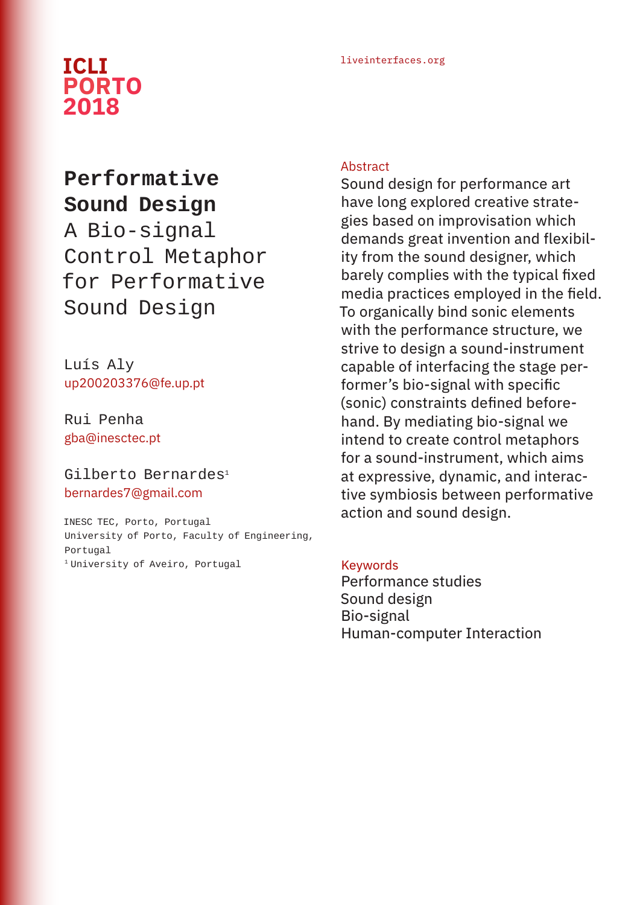ICLI
PORTO
2018

liveinterfaces.org

# Performative Sound Design

## A Bio-signal Control Metaphor for Performative Sound Design

Luís Aly
up200203376@fe.up.pt

Rui Penha
gba@inesctec.pt

Gilberto Bernardes[1]
bernardes7@gmail.com

INESC TEC, Porto, Portugal
University of Porto, Faculty of Engineering, Portugal
[1] University of Aveiro, Portugal

### Abstract

Sound design for performance art have long explored creative strategies based on improvisation which demands great invention and flexibility from the sound designer, which barely complies with the typical fixed media practices employed in the field. To organically bind sonic elements with the performance structure, we strive to design a sound-instrument capable of interfacing the stage performer's bio-signal with specific (sonic) constraints defined beforehand. By mediating bio-signal we intend to create control metaphors for a sound-instrument, which aims at expressive, dynamic, and interactive symbiosis between performative action and sound design.

### Keywords

Performance studies
Sound design
Bio-signal
Human-computer Interaction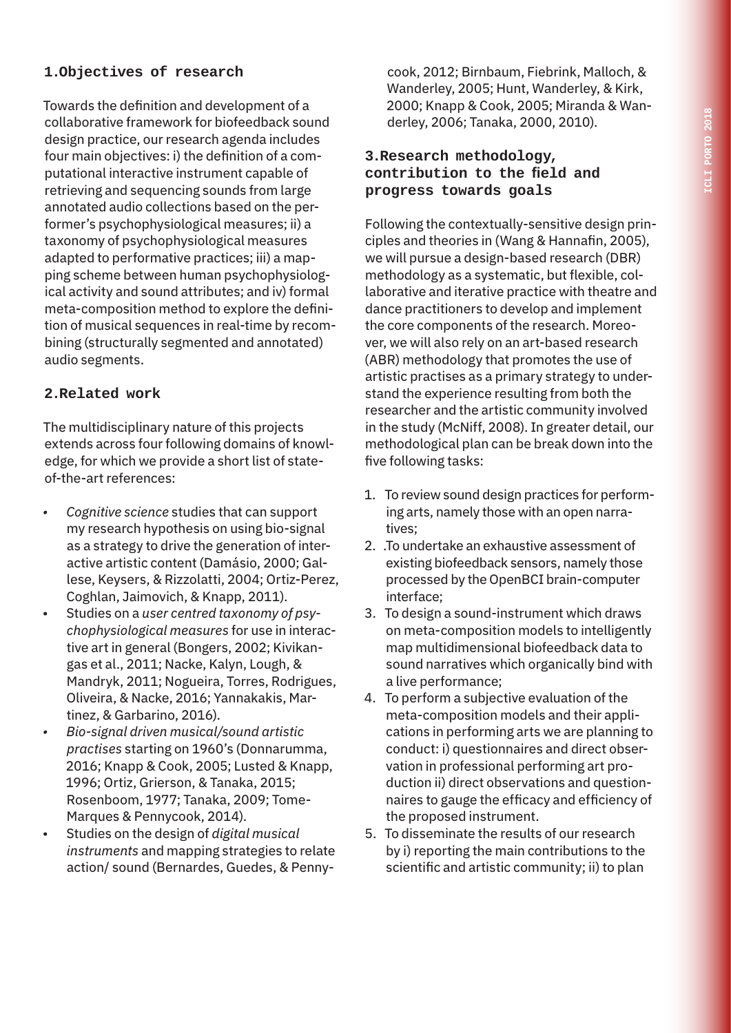## 1.Objectives of research

Towards the definition and development of a collaborative framework for biofeedback sound design practice, our research agenda includes four main objectives: i) the definition of a computational interactive instrument capable of retrieving and sequencing sounds from large annotated audio collections based on the performer's psychophysiological measures; ii) a taxonomy of psychophysiological measures adapted to performative practices; iii) a mapping scheme between human psychophysiological activity and sound attributes; and iv) formal meta-composition method to explore the definition of musical sequences in real-time by recombining (structurally segmented and annotated) audio segments.

## 2.Related work

The multidisciplinary nature of this projects extends across four following domains of knowledge, for which we provide a short list of state-of-the-art references:

- *Cognitive science* studies that can support my research hypothesis on using bio-signal as a strategy to drive the generation of interactive artistic content (Damásio, 2000; Gallese, Keysers, & Rizzolatti, 2004; Ortiz-Perez, Coghlan, Jaimovich, & Knapp, 2011).
- Studies on a *user centred taxonomy of psychophysiological measures* for use in interactive art in general (Bongers, 2002; Kivikangas et al., 2011; Nacke, Kalyn, Lough, & Mandryk, 2011; Nogueira, Torres, Rodrigues, Oliveira, & Nacke, 2016; Yannakakis, Martinez, & Garbarino, 2016).
- *Bio-signal driven musical/sound artistic practises* starting on 1960's (Donnarumma, 2016; Knapp & Cook, 2005; Lusted & Knapp, 1996; Ortiz, Grierson, & Tanaka, 2015; Rosenboom, 1977; Tanaka, 2009; Tome-Marques & Pennycook, 2014).
- Studies on the design of *digital musical instruments* and mapping strategies to relate action/ sound (Bernardes, Guedes, & Pennycook, 2012; Birnbaum, Fiebrink, Malloch, & Wanderley, 2005; Hunt, Wanderley, & Kirk, 2000; Knapp & Cook, 2005; Miranda & Wanderley, 2006; Tanaka, 2000, 2010).

## 3.Research methodology, contribution to the field and progress towards goals

Following the contextually-sensitive design principles and theories in (Wang & Hannafin, 2005), we will pursue a design-based research (DBR) methodology as a systematic, but flexible, collaborative and iterative practice with theatre and dance practitioners to develop and implement the core components of the research. Moreover, we will also rely on an art-based research (ABR) methodology that promotes the use of artistic practises as a primary strategy to understand the experience resulting from both the researcher and the artistic community involved in the study (McNiff, 2008). In greater detail, our methodological plan can be break down into the five following tasks:

1. To review sound design practices for performing arts, namely those with an open narratives;
2. .To undertake an exhaustive assessment of existing biofeedback sensors, namely those processed by the OpenBCI brain-computer interface;
3. To design a sound-instrument which draws on meta-composition models to intelligently map multidimensional biofeedback data to sound narratives which organically bind with a live performance;
4. To perform a subjective evaluation of the meta-composition models and their applications in performing arts we are planning to conduct: i) questionnaires and direct observation in professional performing art production ii) direct observations and questionnaires to gauge the efficacy and efficiency of the proposed instrument.
5. To disseminate the results of our research by i) reporting the main contributions to the scientific and artistic community; ii) to plan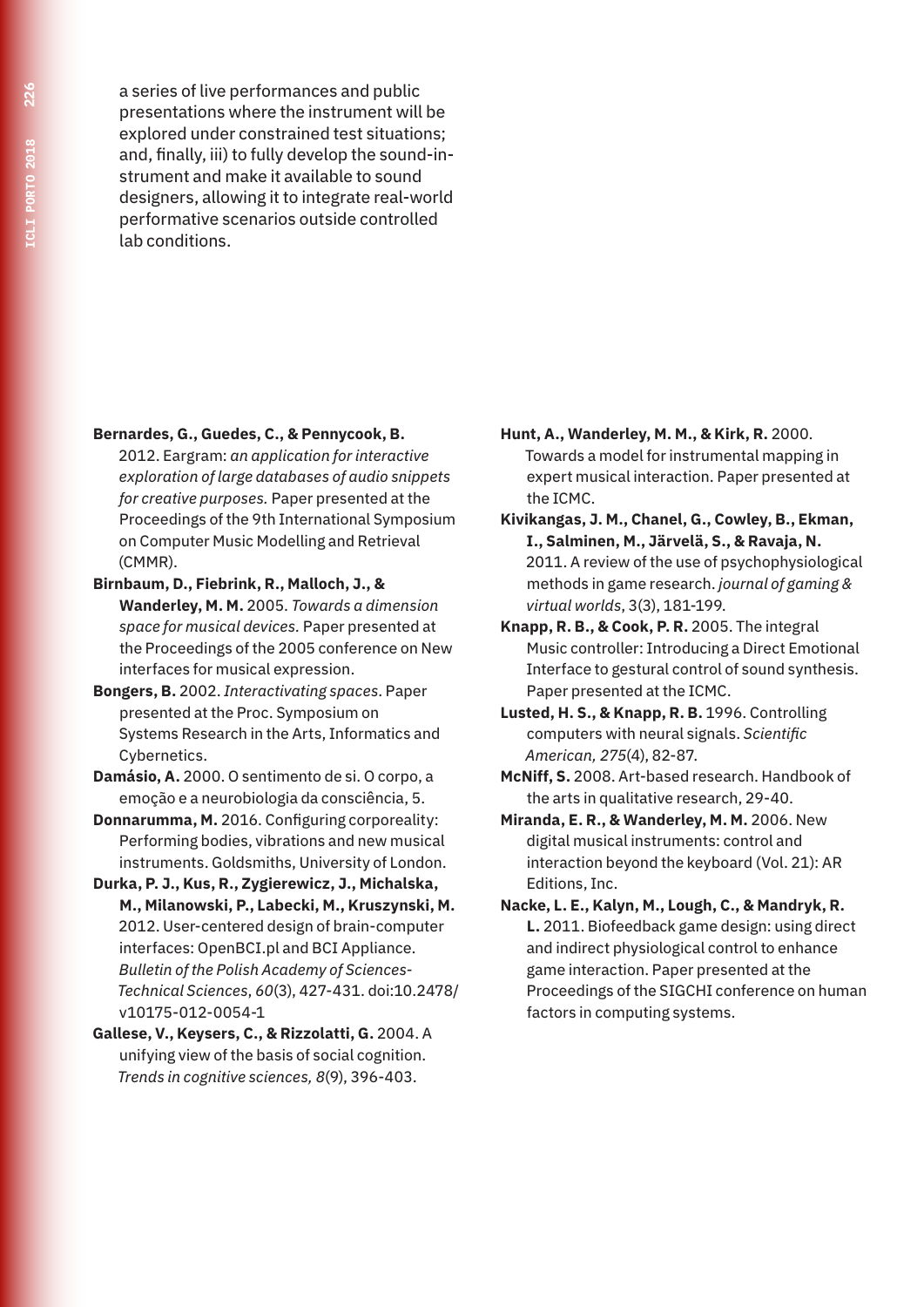a series of live performances and public presentations where the instrument will be explored under constrained test situations; and, finally, iii) to fully develop the sound-instrument and make it available to sound designers, allowing it to integrate real-world performative scenarios outside controlled lab conditions.

**Bernardes, G., Guedes, C., & Pennycook, B.** 2012. Eargram: *an application for interactive exploration of large databases of audio snippets for creative purposes.* Paper presented at the Proceedings of the 9th International Symposium on Computer Music Modelling and Retrieval (CMMR).

**Birnbaum, D., Fiebrink, R., Malloch, J., & Wanderley, M. M.** 2005. *Towards a dimension space for musical devices.* Paper presented at the Proceedings of the 2005 conference on New interfaces for musical expression.

**Bongers, B.** 2002. *Interactivating spaces*. Paper presented at the Proc. Symposium on Systems Research in the Arts, Informatics and Cybernetics.

**Damásio, A.** 2000. O sentimento de si. O corpo, a emoção e a neurobiologia da consciência, 5.

**Donnarumma, M.** 2016. Configuring corporeality: Performing bodies, vibrations and new musical instruments. Goldsmiths, University of London.

**Durka, P. J., Kus, R., Zygierewicz, J., Michalska, M., Milanowski, P., Labecki, M., Kruszynski, M.** 2012. User-centered design of brain-computer interfaces: OpenBCI.pl and BCI Appliance. *Bulletin of the Polish Academy of Sciences-Technical Sciences*, *60*(3), 427-431. doi:10.2478/v10175-012-0054-1

**Gallese, V., Keysers, C., & Rizzolatti, G.** 2004. A unifying view of the basis of social cognition. *Trends in cognitive sciences, 8*(9), 396-403.

**Hunt, A., Wanderley, M. M., & Kirk, R.** 2000. Towards a model for instrumental mapping in expert musical interaction. Paper presented at the ICMC.

**Kivikangas, J. M., Chanel, G., Cowley, B., Ekman, I., Salminen, M., Järvelä, S., & Ravaja, N.** 2011. A review of the use of psychophysiological methods in game research. *journal of gaming & virtual worlds*, 3(3), 181-199.

**Knapp, R. B., & Cook, P. R.** 2005. The integral Music controller: Introducing a Direct Emotional Interface to gestural control of sound synthesis. Paper presented at the ICMC.

**Lusted, H. S., & Knapp, R. B.** 1996. Controlling computers with neural signals. *Scientific American, 275*(4), 82-87.

**McNiff, S.** 2008. Art-based research. Handbook of the arts in qualitative research, 29-40.

**Miranda, E. R., & Wanderley, M. M.** 2006. New digital musical instruments: control and interaction beyond the keyboard (Vol. 21): AR Editions, Inc.

**Nacke, L. E., Kalyn, M., Lough, C., & Mandryk, R. L.** 2011. Biofeedback game design: using direct and indirect physiological control to enhance game interaction. Paper presented at the Proceedings of the SIGCHI conference on human factors in computing systems.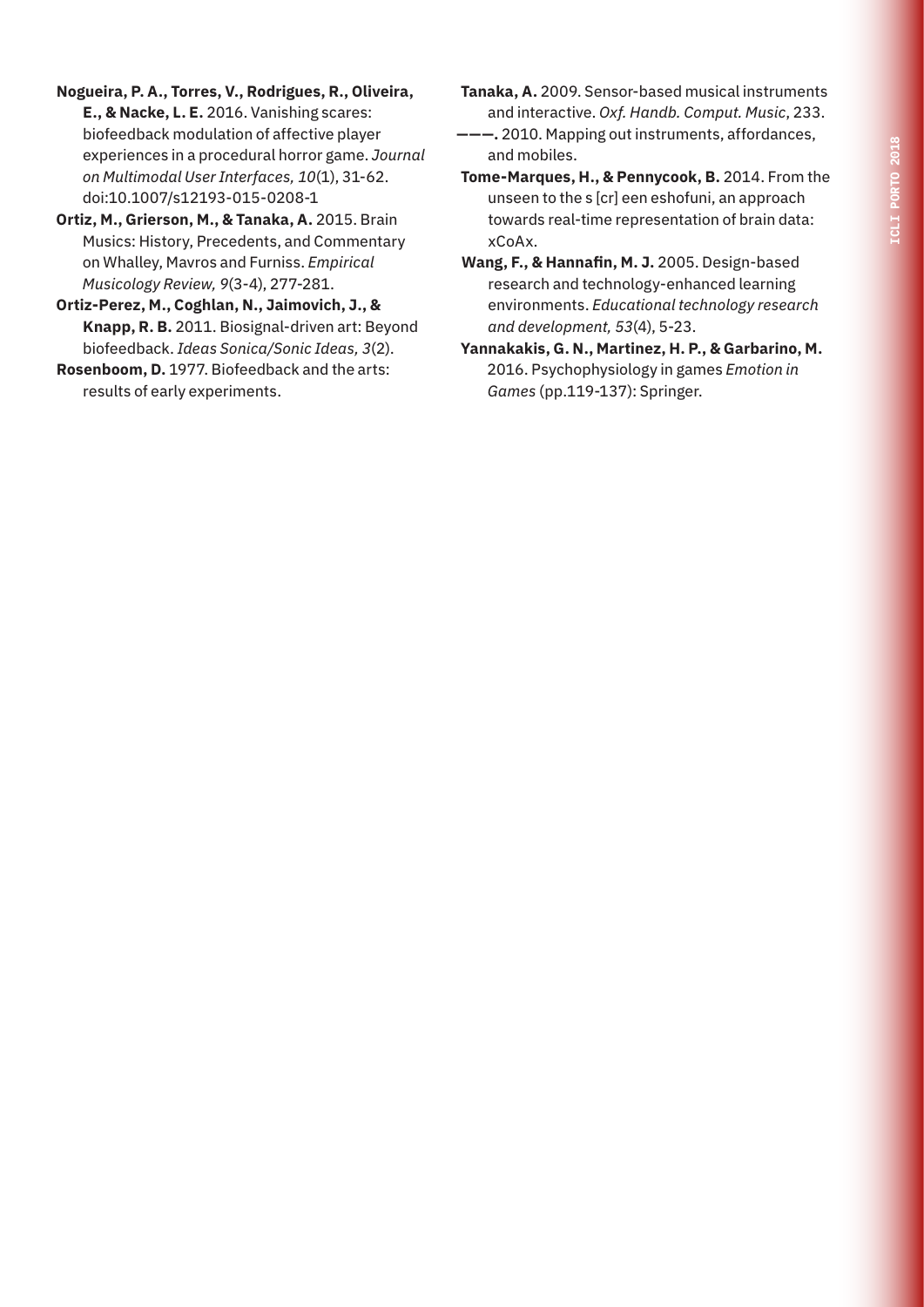**Nogueira, P. A., Torres, V., Rodrigues, R., Oliveira, E., & Nacke, L. E.** 2016. Vanishing scares: biofeedback modulation of affective player experiences in a procedural horror game. *Journal on Multimodal User Interfaces, 10*(1), 31-62. doi:10.1007/s12193-015-0208-1

**Ortiz, M., Grierson, M., & Tanaka, A.** 2015. Brain Musics: History, Precedents, and Commentary on Whalley, Mavros and Furniss. *Empirical Musicology Review, 9*(3-4), 277-281.

**Ortiz-Perez, M., Coghlan, N., Jaimovich, J., & Knapp, R. B.** 2011. Biosignal-driven art: Beyond biofeedback. *Ideas Sonica/Sonic Ideas, 3*(2).

**Rosenboom, D.** 1977. Biofeedback and the arts: results of early experiments.

**Tanaka, A.** 2009. Sensor-based musical instruments and interactive. *Oxf. Handb. Comput. Music*, 233.

**———.** 2010. Mapping out instruments, affordances, and mobiles.

**Tome-Marques, H., & Pennycook, B.** 2014. From the unseen to the s [cr] een eshofuni, an approach towards real-time representation of brain data: xCoAx.

**Wang, F., & Hannafin, M. J.** 2005. Design-based research and technology-enhanced learning environments. *Educational technology research and development, 53*(4), 5-23.

**Yannakakis, G. N., Martinez, H. P., & Garbarino, M.** 2016. Psychophysiology in games *Emotion in Games* (pp.119-137): Springer.